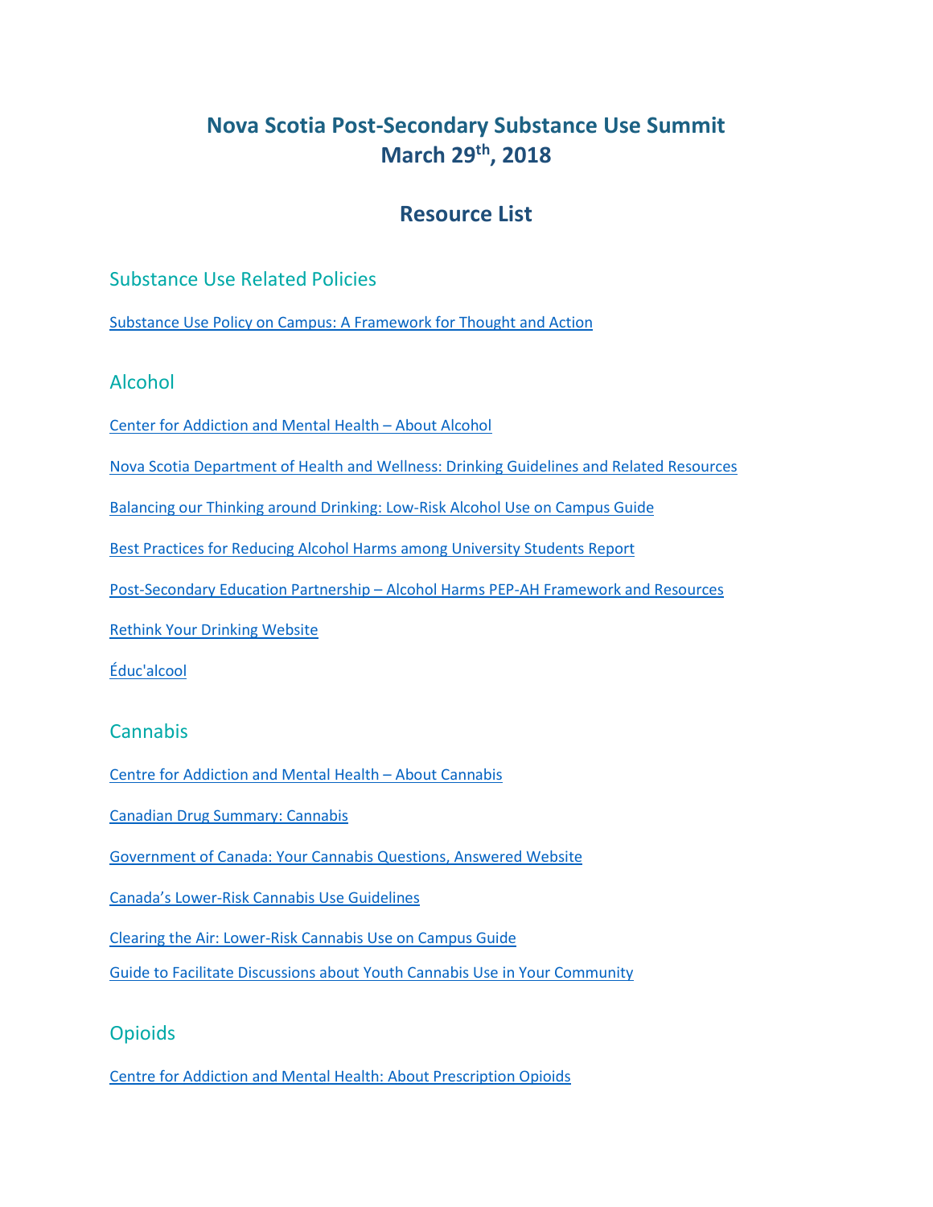# Nova Scotia Post-Secondary Substance Use Summit
# March 29th, 2018

## Resource List

### Substance Use Related Policies

Substance Use Policy on Campus: A Framework for Thought and Action

### Alcohol

Center for Addiction and Mental Health – About Alcohol

Nova Scotia Department of Health and Wellness: Drinking Guidelines and Related Resources

Balancing our Thinking around Drinking: Low-Risk Alcohol Use on Campus Guide

Best Practices for Reducing Alcohol Harms among University Students Report

Post-Secondary Education Partnership – Alcohol Harms PEP-AH Framework and Resources

Rethink Your Drinking Website

Éduc'alcool

### Cannabis

Centre for Addiction and Mental Health – About Cannabis

Canadian Drug Summary: Cannabis

Government of Canada: Your Cannabis Questions, Answered Website

Canada's Lower-Risk Cannabis Use Guidelines

Clearing the Air: Lower-Risk Cannabis Use on Campus Guide

Guide to Facilitate Discussions about Youth Cannabis Use in Your Community

### Opioids

Centre for Addiction and Mental Health: About Prescription Opioids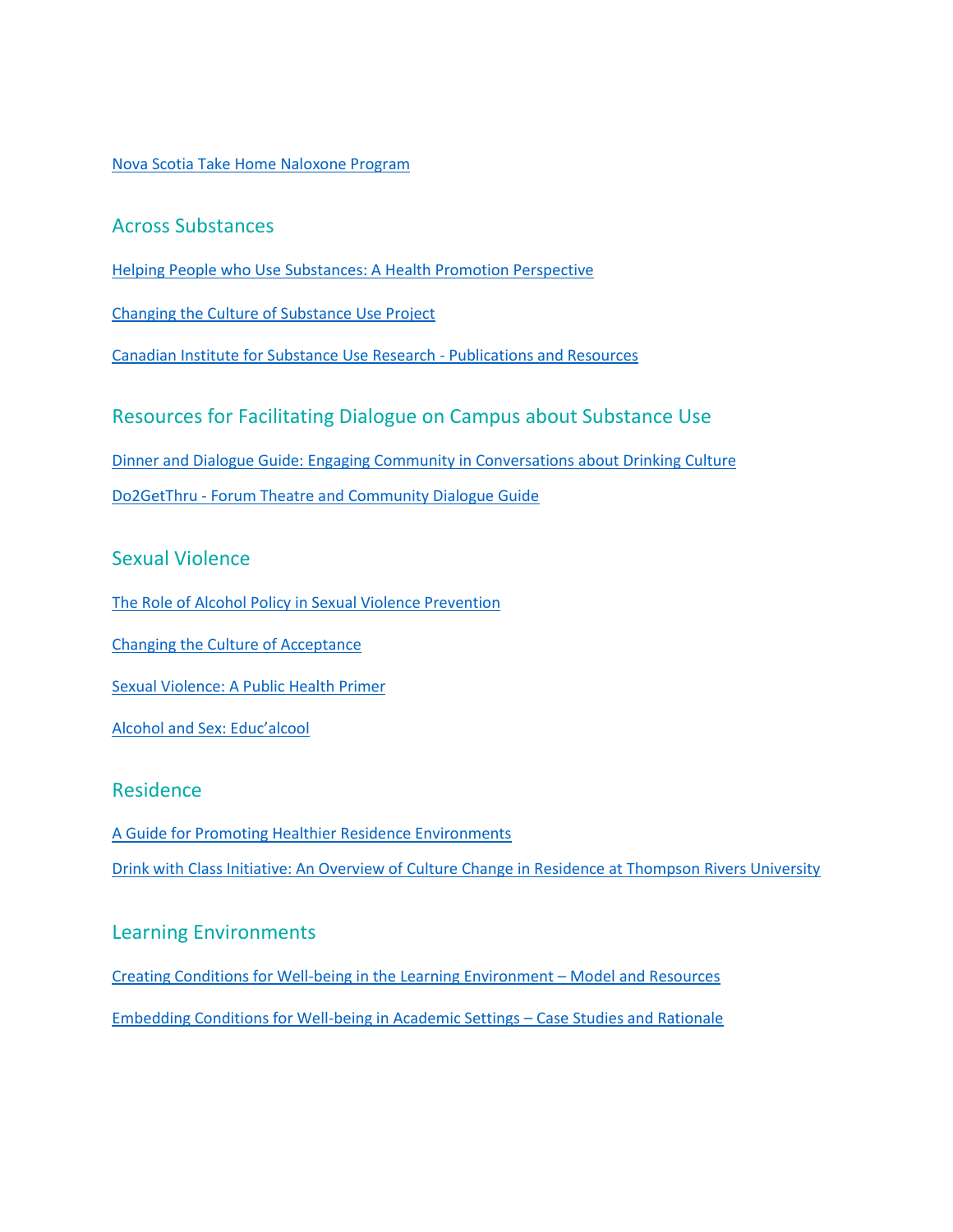Nova Scotia Take Home Naloxone Program

## Across Substances

Helping People who Use Substances: A Health Promotion Perspective

Changing the Culture of Substance Use Project

Canadian Institute for Substance Use Research - Publications and Resources

## Resources for Facilitating Dialogue on Campus about Substance Use

Dinner and Dialogue Guide: Engaging Community in Conversations about Drinking Culture

Do2GetThru - Forum Theatre and Community Dialogue Guide

## Sexual Violence

The Role of Alcohol Policy in Sexual Violence Prevention

Changing the Culture of Acceptance

Sexual Violence: A Public Health Primer

Alcohol and Sex: Educ'alcool

## Residence

A Guide for Promoting Healthier Residence Environments

Drink with Class Initiative: An Overview of Culture Change in Residence at Thompson Rivers University

## Learning Environments

Creating Conditions for Well-being in the Learning Environment – Model and Resources

Embedding Conditions for Well-being in Academic Settings – Case Studies and Rationale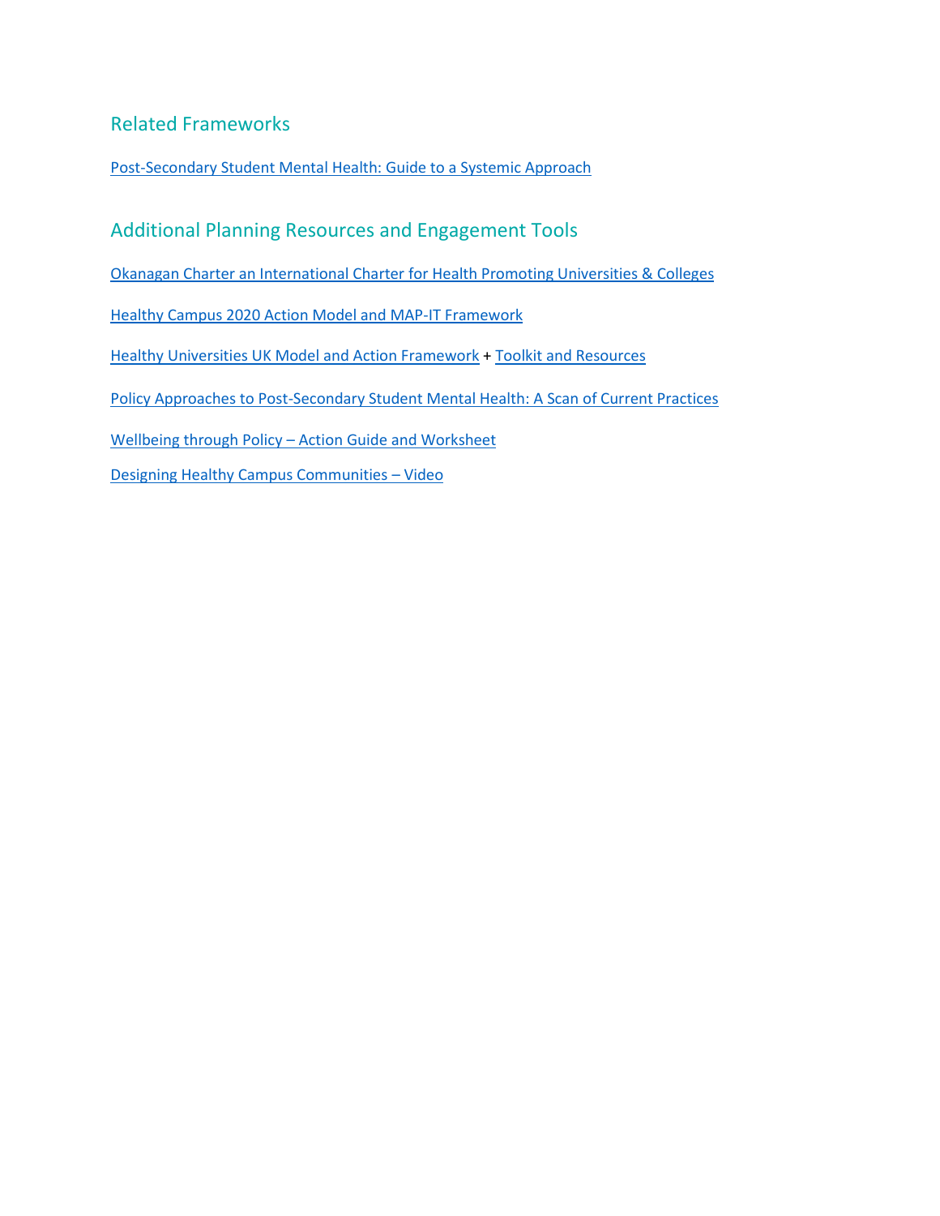## Related Frameworks

Post-Secondary Student Mental Health: Guide to a Systemic Approach

## Additional Planning Resources and Engagement Tools

Okanagan Charter an International Charter for Health Promoting Universities & Colleges

Healthy Campus 2020 Action Model and MAP-IT Framework

Healthy Universities UK Model and Action Framework + Toolkit and Resources

Policy Approaches to Post-Secondary Student Mental Health: A Scan of Current Practices

Wellbeing through Policy – Action Guide and Worksheet

Designing Healthy Campus Communities – Video